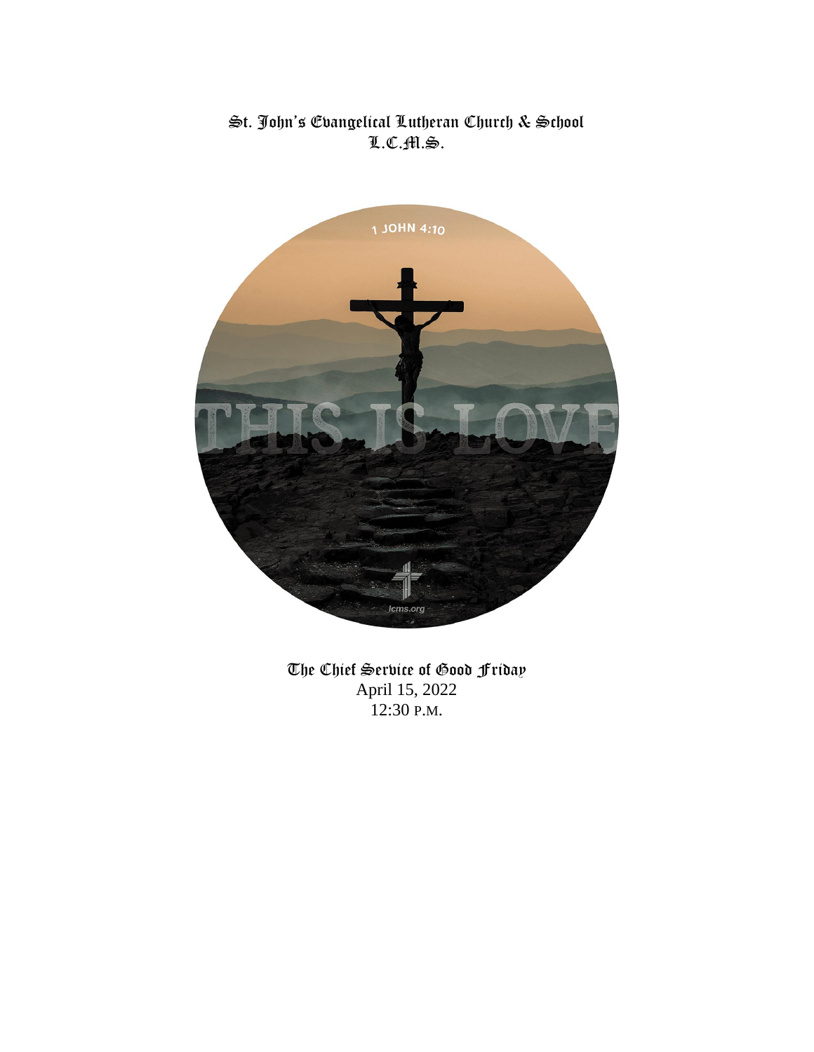# St. John's Evangelical Lutheran Church & School
## L.C.M.S.

1 JOHN 4:10

THIS IS LOVE

lcms.org

## The Chief Service of Good Friday

April 15, 2022

12:30 P.M.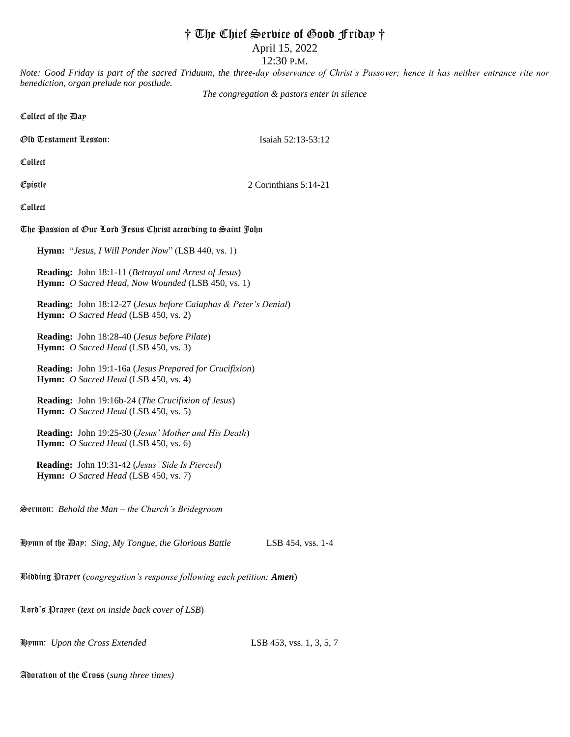# † The Chief Service of Good Friday †

April 15, 2022

12:30 P.M.

*Note: Good Friday is part of the sacred Triduum, the three-day observance of Christ's Passover; hence it has neither entrance rite nor benediction, organ prelude nor postlude.*

*The congregation & pastors enter in silence*

**Collect of the Day**

**Old Testament Lesson:** Isaiah 52:13-53:12

**Collect**

**Epistle** 2 Corinthians 5:14-21

**Collect**

**The Passion of Our Lord Jesus Christ according to Saint John**

**Hymn:** "*Jesus, I Will Ponder Now*" (LSB 440, vs. 1)

**Reading:** John 18:1-11 (*Betrayal and Arrest of Jesus*)
**Hymn:** *O Sacred Head, Now Wounded* (LSB 450, vs. 1)

**Reading:** John 18:12-27 (*Jesus before Caiaphas & Peter's Denial*)
**Hymn:** *O Sacred Head* (LSB 450, vs. 2)

**Reading:** John 18:28-40 (*Jesus before Pilate*)
**Hymn:** *O Sacred Head* (LSB 450, vs. 3)

**Reading:** John 19:1-16a (*Jesus Prepared for Crucifixion*)
**Hymn:** *O Sacred Head* (LSB 450, vs. 4)

**Reading:** John 19:16b-24 (*The Crucifixion of Jesus*)
**Hymn:** *O Sacred Head* (LSB 450, vs. 5)

**Reading:** John 19:25-30 (*Jesus' Mother and His Death*)
**Hymn:** *O Sacred Head* (LSB 450, vs. 6)

**Reading:** John 19:31-42 (*Jesus' Side Is Pierced*)
**Hymn:** *O Sacred Head* (LSB 450, vs. 7)

**Sermon:** *Behold the Man – the Church's Bridegroom*

**Hymn of the Day:** *Sing, My Tongue, the Glorious Battle* LSB 454, vss. 1-4

**Bidding Prayer** (*congregation's response following each petition:* ***Amen***)

**Lord's Prayer** (*text on inside back cover of LSB*)

**Hymn:** *Upon the Cross Extended* LSB 453, vss. 1, 3, 5, 7

**Adoration of the Cross** (*sung three times)*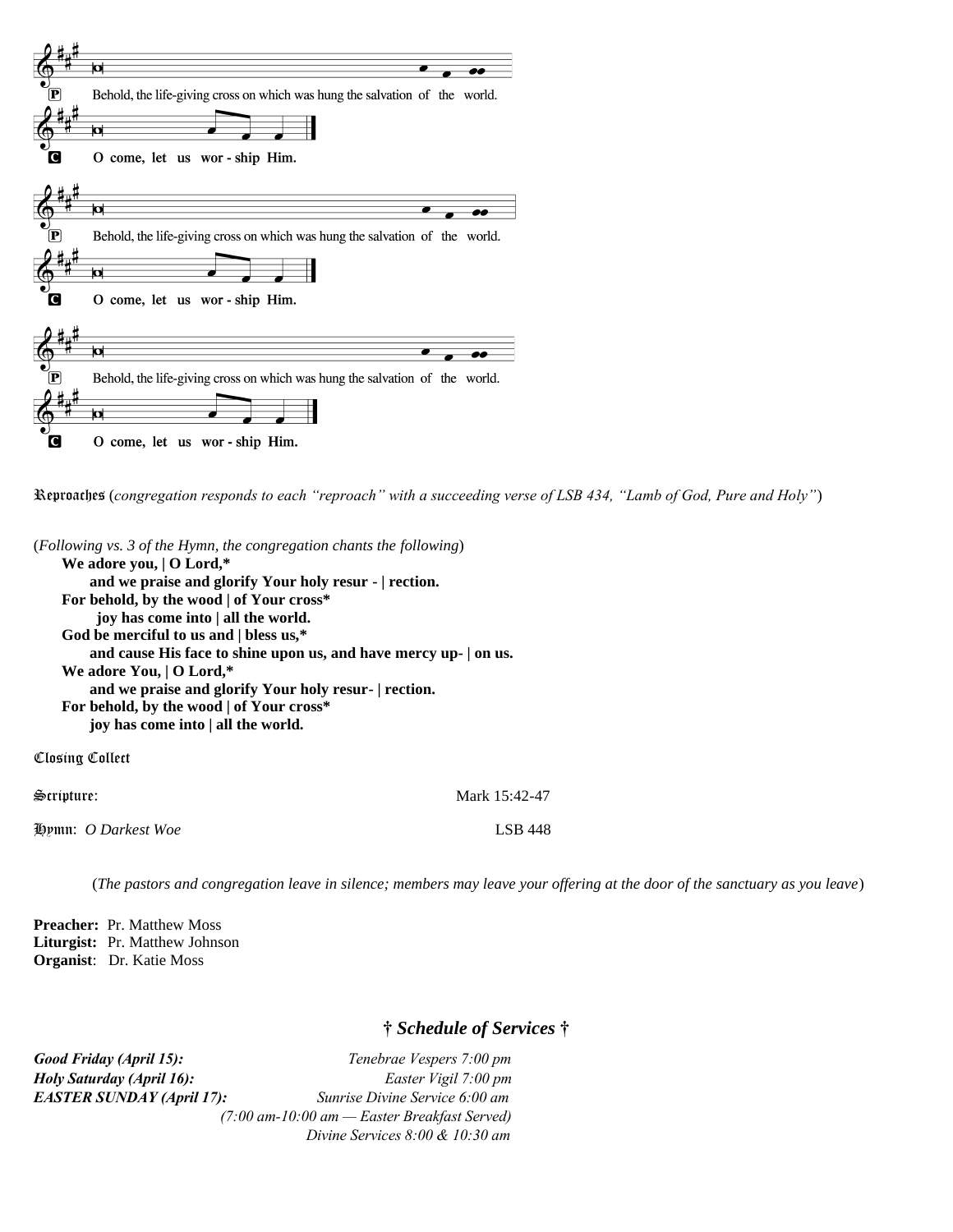P Behold, the life-giving cross on which was hung the salvation of the world.

C O come, let us wor - ship Him.

P Behold, the life-giving cross on which was hung the salvation of the world.

C O come, let us wor - ship Him.

P Behold, the life-giving cross on which was hung the salvation of the world.

C O come, let us wor - ship Him.

Reproaches (*congregation responds to each "reproach" with a succeeding verse of LSB 434, "Lamb of God, Pure and Holy"*)

(*Following vs. 3 of the Hymn, the congregation chants the following*)

**We adore you, | O Lord,***
**and we praise and glorify Your holy resur - | rection.**
**For behold, by the wood | of Your cross***
**joy has come into | all the world.**
**God be merciful to us and | bless us,***
**and cause His face to shine upon us, and have mercy up- | on us.**
**We adore You, | O Lord,***
**and we praise and glorify Your holy resur- | rection.**
**For behold, by the wood | of Your cross***
**joy has come into | all the world.**

Closing Collect

Scripture: Mark 15:42-47

Hymn: *O Darkest Woe* LSB 448

(*The pastors and congregation leave in silence; members may leave your offering at the door of the sanctuary as you leave*)

**Preacher:** Pr. Matthew Moss
**Liturgist:** Pr. Matthew Johnson
**Organist**: Dr. Katie Moss

## † *Schedule of Services* †

***Good Friday (April 15):*** *Tenebrae Vespers 7:00 pm*
***Holy Saturday (April 16):*** *Easter Vigil 7:00 pm*
***EASTER SUNDAY (April 17):*** *Sunrise Divine Service 6:00 am*
*(7:00 am-10:00 am — Easter Breakfast Served)*
*Divine Services 8:00 & 10:30 am*